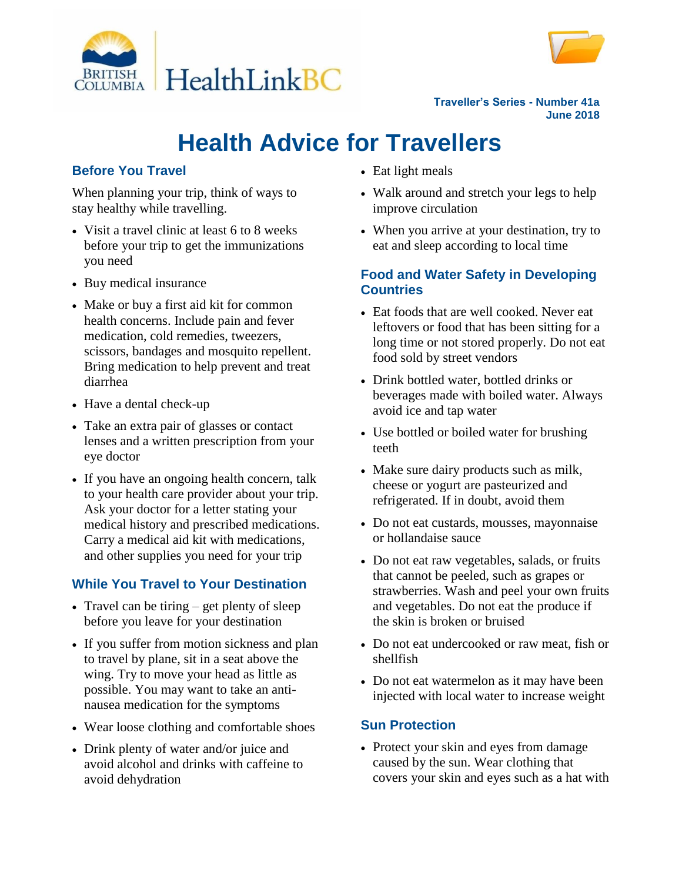Traveller's Series - Number 41a
June 2018

# Health Advice for Travellers

## Before You Travel

When planning your trip, think of ways to stay healthy while travelling.

- Visit a travel clinic at least 6 to 8 weeks before your trip to get the immunizations you need
- Buy medical insurance
- Make or buy a first aid kit for common health concerns. Include pain and fever medication, cold remedies, tweezers, scissors, bandages and mosquito repellent. Bring medication to help prevent and treat diarrhea
- Have a dental check-up
- Take an extra pair of glasses or contact lenses and a written prescription from your eye doctor
- If you have an ongoing health concern, talk to your health care provider about your trip. Ask your doctor for a letter stating your medical history and prescribed medications. Carry a medical aid kit with medications, and other supplies you need for your trip

## While You Travel to Your Destination

- Travel can be tiring – get plenty of sleep before you leave for your destination
- If you suffer from motion sickness and plan to travel by plane, sit in a seat above the wing. Try to move your head as little as possible. You may want to take an anti-nausea medication for the symptoms
- Wear loose clothing and comfortable shoes
- Drink plenty of water and/or juice and avoid alcohol and drinks with caffeine to avoid dehydration
- Eat light meals
- Walk around and stretch your legs to help improve circulation
- When you arrive at your destination, try to eat and sleep according to local time

## Food and Water Safety in Developing Countries

- Eat foods that are well cooked. Never eat leftovers or food that has been sitting for a long time or not stored properly. Do not eat food sold by street vendors
- Drink bottled water, bottled drinks or beverages made with boiled water. Always avoid ice and tap water
- Use bottled or boiled water for brushing teeth
- Make sure dairy products such as milk, cheese or yogurt are pasteurized and refrigerated. If in doubt, avoid them
- Do not eat custards, mousses, mayonnaise or hollandaise sauce
- Do not eat raw vegetables, salads, or fruits that cannot be peeled, such as grapes or strawberries. Wash and peel your own fruits and vegetables. Do not eat the produce if the skin is broken or bruised
- Do not eat undercooked or raw meat, fish or shellfish
- Do not eat watermelon as it may have been injected with local water to increase weight

## Sun Protection

- Protect your skin and eyes from damage caused by the sun. Wear clothing that covers your skin and eyes such as a hat with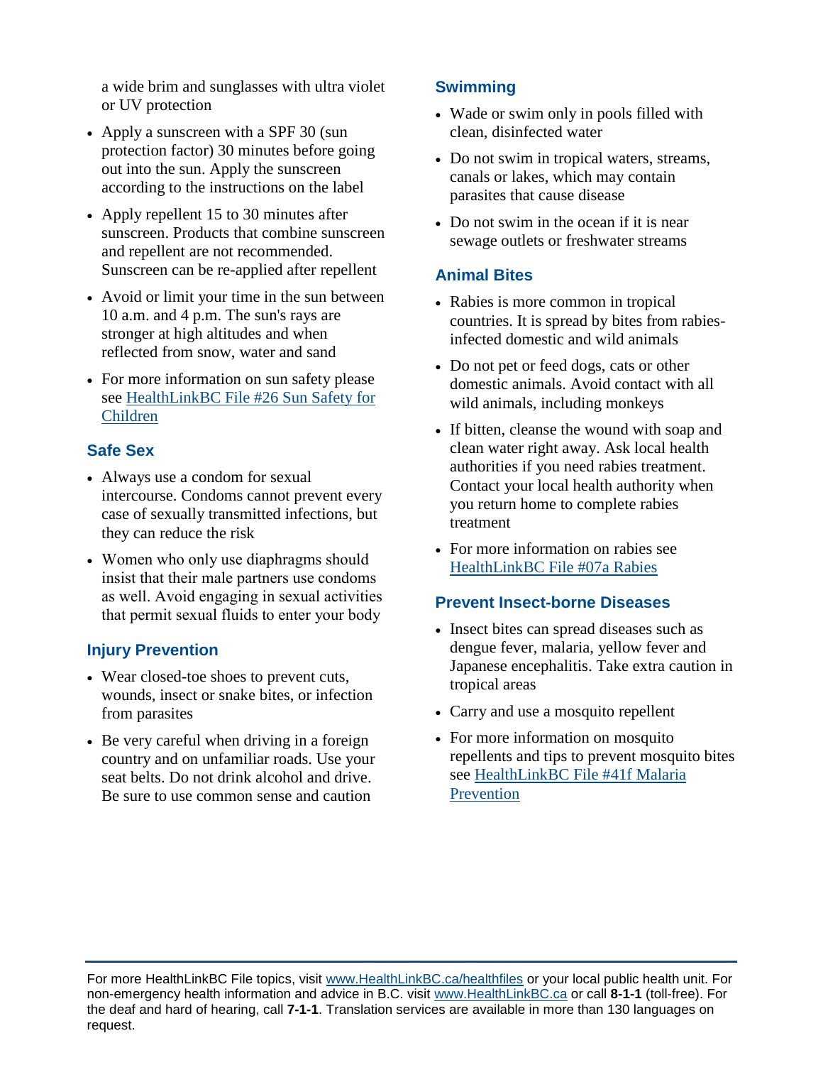a wide brim and sunglasses with ultra violet or UV protection

- Apply a sunscreen with a SPF 30 (sun protection factor) 30 minutes before going out into the sun. Apply the sunscreen according to the instructions on the label
- Apply repellent 15 to 30 minutes after sunscreen. Products that combine sunscreen and repellent are not recommended. Sunscreen can be re-applied after repellent
- Avoid or limit your time in the sun between 10 a.m. and 4 p.m. The sun's rays are stronger at high altitudes and when reflected from snow, water and sand
- For more information on sun safety please see [HealthLinkBC File #26 Sun Safety for Children]

### Safe Sex

- Always use a condom for sexual intercourse. Condoms cannot prevent every case of sexually transmitted infections, but they can reduce the risk
- Women who only use diaphragms should insist that their male partners use condoms as well. Avoid engaging in sexual activities that permit sexual fluids to enter your body

### Injury Prevention

- Wear closed-toe shoes to prevent cuts, wounds, insect or snake bites, or infection from parasites
- Be very careful when driving in a foreign country and on unfamiliar roads. Use your seat belts. Do not drink alcohol and drive. Be sure to use common sense and caution

### Swimming

- Wade or swim only in pools filled with clean, disinfected water
- Do not swim in tropical waters, streams, canals or lakes, which may contain parasites that cause disease
- Do not swim in the ocean if it is near sewage outlets or freshwater streams

### Animal Bites

- Rabies is more common in tropical countries. It is spread by bites from rabies-infected domestic and wild animals
- Do not pet or feed dogs, cats or other domestic animals. Avoid contact with all wild animals, including monkeys
- If bitten, cleanse the wound with soap and clean water right away. Ask local health authorities if you need rabies treatment. Contact your local health authority when you return home to complete rabies treatment
- For more information on rabies see [HealthLinkBC File #07a Rabies]

### Prevent Insect-borne Diseases

- Insect bites can spread diseases such as dengue fever, malaria, yellow fever and Japanese encephalitis. Take extra caution in tropical areas
- Carry and use a mosquito repellent
- For more information on mosquito repellents and tips to prevent mosquito bites see [HealthLinkBC File #41f Malaria Prevention]

For more HealthLinkBC File topics, visit www.HealthLinkBC.ca/healthfiles or your local public health unit. For non-emergency health information and advice in B.C. visit www.HealthLinkBC.ca or call **8-1-1** (toll-free). For the deaf and hard of hearing, call **7-1-1**. Translation services are available in more than 130 languages on request.